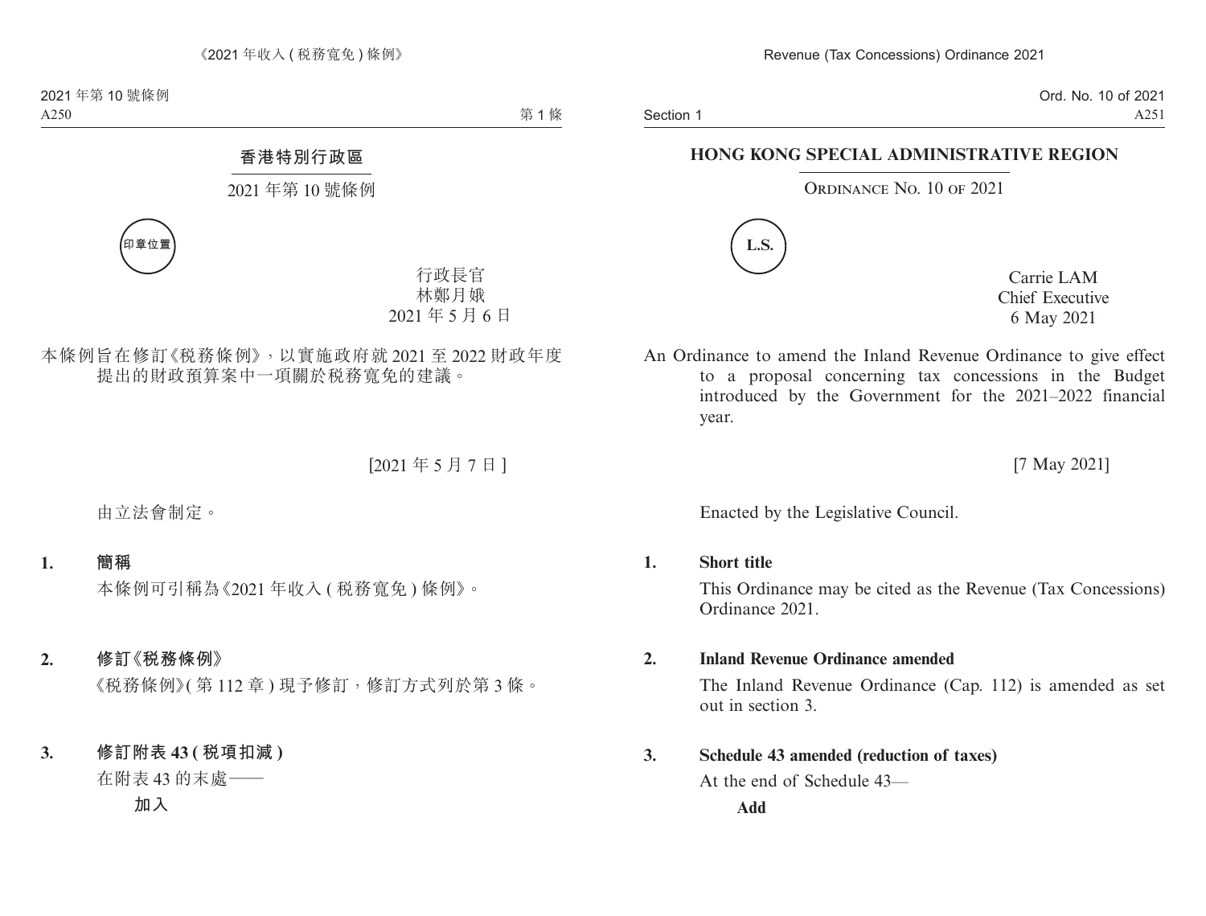# 香港特別行政區

## 2021 年第 10 號條例

印章位置

行政長官
林鄭月娥
2021 年 5 月 6 日

本條例旨在修訂《稅務條例》，以實施政府就 2021 至 2022 財政年度提出的財政預算案中一項關於稅務寬免的建議。

[2021 年 5 月 7 日]

由立法會制定。

**1. 簡稱**

本條例可引稱為《2021 年收入 ( 稅務寬免 ) 條例》。

**2. 修訂《稅務條例》**

《稅務條例》( 第 112 章 ) 現予修訂，修訂方式列於第 3 條。

**3. 修訂附表 43 ( 稅項扣減 )**

在附表 43 的末處——

**加入**

# HONG KONG SPECIAL ADMINISTRATIVE REGION

## ORDINANCE NO. 10 OF 2021

L.S.

Carrie LAM
Chief Executive
6 May 2021

An Ordinance to amend the Inland Revenue Ordinance to give effect to a proposal concerning tax concessions in the Budget introduced by the Government for the 2021–2022 financial year.

[7 May 2021]

Enacted by the Legislative Council.

**1. Short title**

This Ordinance may be cited as the Revenue (Tax Concessions) Ordinance 2021.

**2. Inland Revenue Ordinance amended**

The Inland Revenue Ordinance (Cap. 112) is amended as set out in section 3.

**3. Schedule 43 amended (reduction of taxes)**

At the end of Schedule 43—

**Add**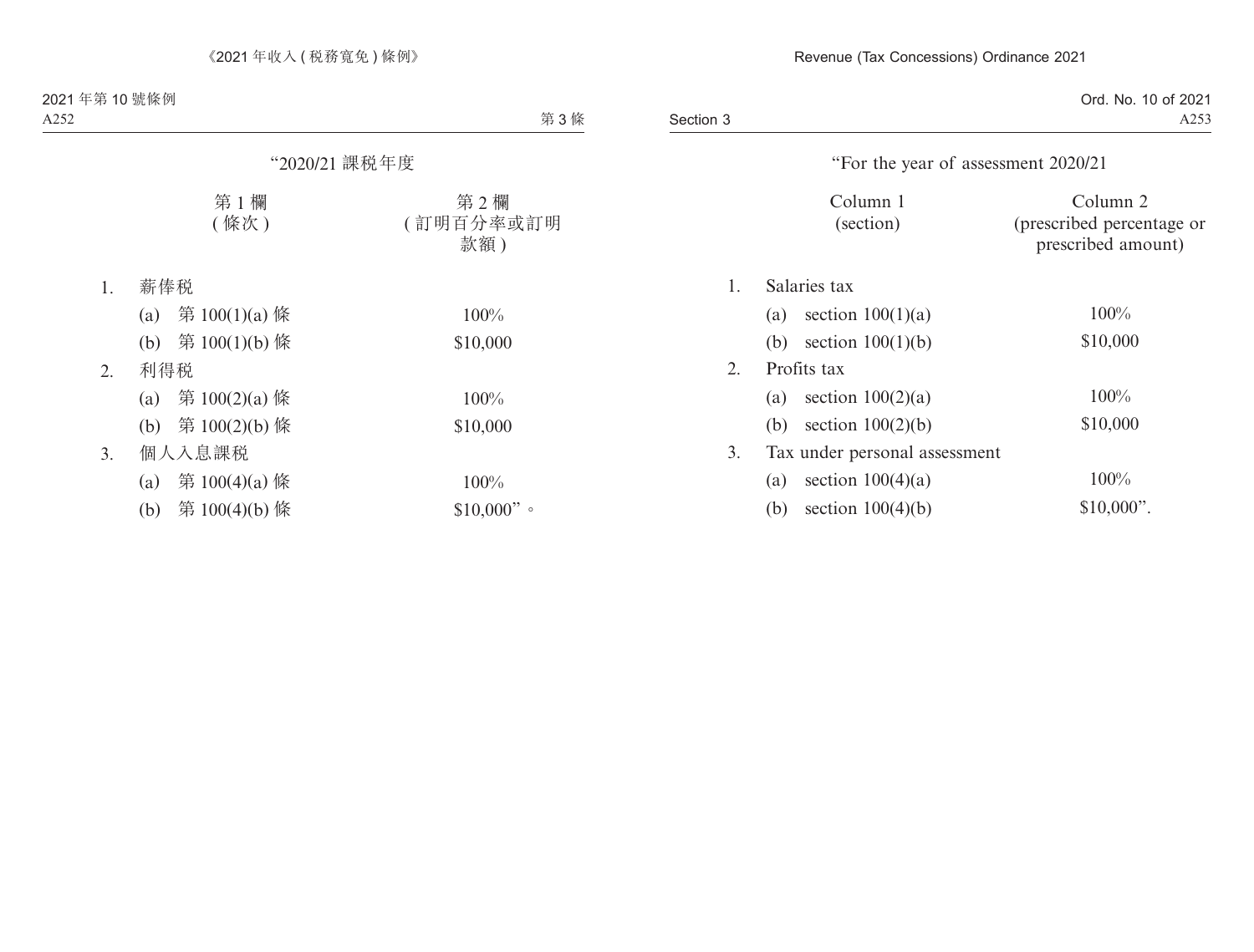“2020/21 課稅年度

| 第 1 欄<br>(條次) | 第 2 欄<br>(訂明百分率或訂明款額) |
|---|---|
| 1. 薪俸稅 | |
| (a) 第 100(1)(a) 條 | 100% |
| (b) 第 100(1)(b) 條 | $10,000 |
| 2. 利得稅 | |
| (a) 第 100(2)(a) 條 | 100% |
| (b) 第 100(2)(b) 條 | $10,000 |
| 3. 個人入息課稅 | |
| (a) 第 100(4)(a) 條 | 100% |
| (b) 第 100(4)(b) 條 | $10,000”。 |

“For the year of assessment 2020/21

| Column 1<br>(section) | Column 2<br>(prescribed percentage or prescribed amount) |
|---|---|
| 1. Salaries tax | |
| (a) section 100(1)(a) | 100% |
| (b) section 100(1)(b) | $10,000 |
| 2. Profits tax | |
| (a) section 100(2)(a) | 100% |
| (b) section 100(2)(b) | $10,000 |
| 3. Tax under personal assessment | |
| (a) section 100(4)(a) | 100% |
| (b) section 100(4)(b) | $10,000”. |